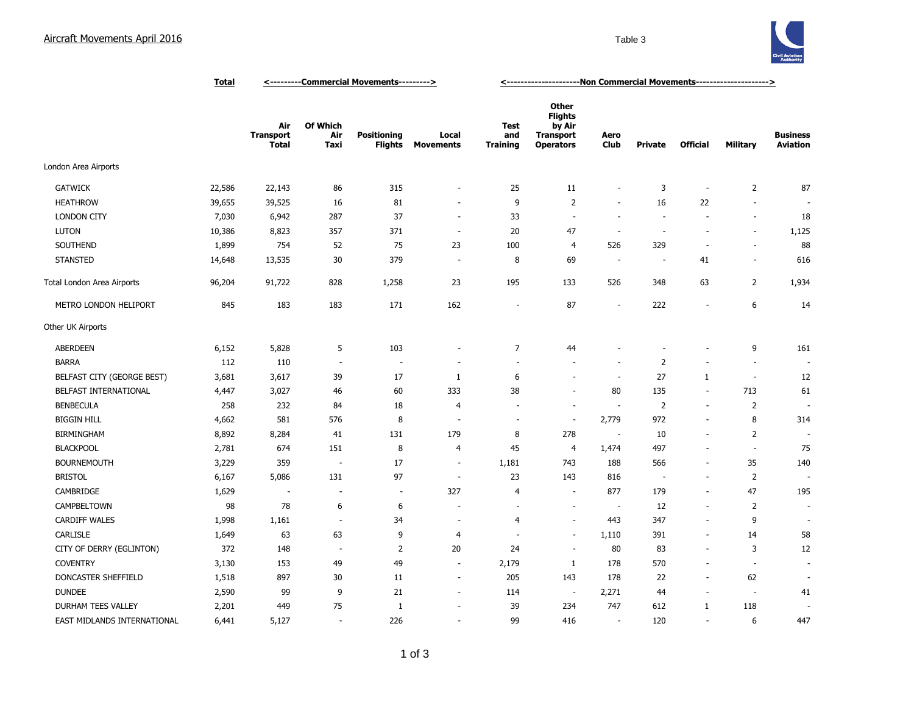# Aircraft Movements April 2016

Table 3

| | Total | Commercial Movements | | | | Non Commercial Movements | | | | | | |
|---|---|---|---|---|---|---|---|---|---|---|---|---|
| | | Air Transport Total | Of Which Air Taxi | Positioning Flights | Local Movements | Test and Training | Other Flights by Air Transport Operators | Aero Club | Private | Official | Military | Business Aviation |
| **London Area Airports** | | | | | | | | | | | | |
| GATWICK | 22,586 | 22,143 | 86 | 315 | - | 25 | 11 | - | 3 | - | 2 | 87 |
| HEATHROW | 39,655 | 39,525 | 16 | 81 | - | 9 | 2 | - | 16 | 22 | - | - |
| LONDON CITY | 7,030 | 6,942 | 287 | 37 | - | 33 | - | - | - | - | - | 18 |
| LUTON | 10,386 | 8,823 | 357 | 371 | - | 20 | 47 | - | - | - | - | 1,125 |
| SOUTHEND | 1,899 | 754 | 52 | 75 | 23 | 100 | 4 | 526 | 329 | - | - | 88 |
| STANSTED | 14,648 | 13,535 | 30 | 379 | - | 8 | 69 | - | - | 41 | - | 616 |
| Total London Area Airports | 96,204 | 91,722 | 828 | 1,258 | 23 | 195 | 133 | 526 | 348 | 63 | 2 | 1,934 |
| METRO LONDON HELIPORT | 845 | 183 | 183 | 171 | 162 | - | 87 | - | 222 | - | 6 | 14 |
| **Other UK Airports** | | | | | | | | | | | | |
| ABERDEEN | 6,152 | 5,828 | 5 | 103 | - | 7 | 44 | - | - | - | 9 | 161 |
| BARRA | 112 | 110 | - | - | - | - | - | - | 2 | - | - | - |
| BELFAST CITY (GEORGE BEST) | 3,681 | 3,617 | 39 | 17 | 1 | 6 | - | - | 27 | 1 | - | 12 |
| BELFAST INTERNATIONAL | 4,447 | 3,027 | 46 | 60 | 333 | 38 | - | 80 | 135 | - | 713 | 61 |
| BENBECULA | 258 | 232 | 84 | 18 | 4 | - | - | - | 2 | - | 2 | - |
| BIGGIN HILL | 4,662 | 581 | 576 | 8 | - | - | - | 2,779 | 972 | - | 8 | 314 |
| BIRMINGHAM | 8,892 | 8,284 | 41 | 131 | 179 | 8 | 278 | - | 10 | - | 2 | - |
| BLACKPOOL | 2,781 | 674 | 151 | 8 | 4 | 45 | 4 | 1,474 | 497 | - | - | 75 |
| BOURNEMOUTH | 3,229 | 359 | - | 17 | - | 1,181 | 743 | 188 | 566 | - | 35 | 140 |
| BRISTOL | 6,167 | 5,086 | 131 | 97 | - | 23 | 143 | 816 | - | - | 2 | - |
| CAMBRIDGE | 1,629 | - | - | - | 327 | 4 | - | 877 | 179 | - | 47 | 195 |
| CAMPBELTOWN | 98 | 78 | 6 | 6 | - | - | - | - | 12 | - | 2 | - |
| CARDIFF WALES | 1,998 | 1,161 | - | 34 | - | 4 | - | 443 | 347 | - | 9 | - |
| CARLISLE | 1,649 | 63 | 63 | 9 | 4 | - | - | 1,110 | 391 | - | 14 | 58 |
| CITY OF DERRY (EGLINTON) | 372 | 148 | - | 2 | 20 | 24 | - | 80 | 83 | - | 3 | 12 |
| COVENTRY | 3,130 | 153 | 49 | 49 | - | 2,179 | 1 | 178 | 570 | - | - | - |
| DONCASTER SHEFFIELD | 1,518 | 897 | 30 | 11 | - | 205 | 143 | 178 | 22 | - | 62 | - |
| DUNDEE | 2,590 | 99 | 9 | 21 | - | 114 | - | 2,271 | 44 | - | - | 41 |
| DURHAM TEES VALLEY | 2,201 | 449 | 75 | 1 | - | 39 | 234 | 747 | 612 | 1 | 118 | - |
| EAST MIDLANDS INTERNATIONAL | 6,441 | 5,127 | - | 226 | - | 99 | 416 | - | 120 | - | 6 | 447 |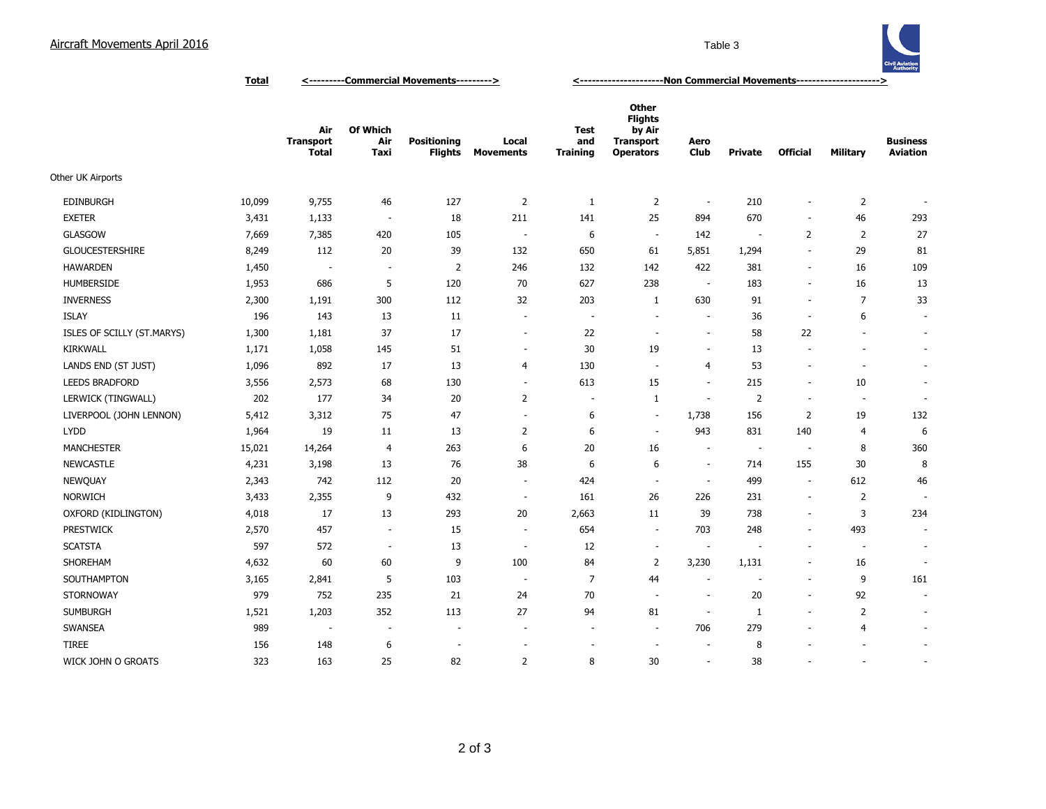## Aircraft Movements April 2016

Table 3

| | Total | <---------Commercial Movements---------> | | | | <---------------------Non Commercial Movements---------------------> | | | | | | | |
|---|---|---|---|---|---|---|---|---|---|---|---|---|
| | | Air Transport Total | Of Which Air Taxi | Positioning Flights | Local Movements | Test and Training | Other Flights by Air Transport Operators | Aero Club | Private | Official | Military | Business Aviation |
| Other UK Airports | | | | | | | | | | | | |
| EDINBURGH | 10,099 | 9,755 | 46 | 127 | 2 | 1 | 2 | - | 210 | - | 2 | - |
| EXETER | 3,431 | 1,133 | - | 18 | 211 | 141 | 25 | 894 | 670 | - | 46 | 293 |
| GLASGOW | 7,669 | 7,385 | 420 | 105 | - | 6 | - | 142 | - | 2 | 2 | 27 |
| GLOUCESTERSHIRE | 8,249 | 112 | 20 | 39 | 132 | 650 | 61 | 5,851 | 1,294 | - | 29 | 81 |
| HAWARDEN | 1,450 | - | - | 2 | 246 | 132 | 142 | 422 | 381 | - | 16 | 109 |
| HUMBERSIDE | 1,953 | 686 | 5 | 120 | 70 | 627 | 238 | - | 183 | - | 16 | 13 |
| INVERNESS | 2,300 | 1,191 | 300 | 112 | 32 | 203 | 1 | 630 | 91 | - | 7 | 33 |
| ISLAY | 196 | 143 | 13 | 11 | - | - | - | - | 36 | - | 6 | - |
| ISLES OF SCILLY (ST.MARYS) | 1,300 | 1,181 | 37 | 17 | - | 22 | - | - | 58 | 22 | - | - |
| KIRKWALL | 1,171 | 1,058 | 145 | 51 | - | 30 | 19 | - | 13 | - | - | - |
| LANDS END (ST JUST) | 1,096 | 892 | 17 | 13 | 4 | 130 | - | 4 | 53 | - | - | - |
| LEEDS BRADFORD | 3,556 | 2,573 | 68 | 130 | - | 613 | 15 | - | 215 | - | 10 | - |
| LERWICK (TINGWALL) | 202 | 177 | 34 | 20 | 2 | - | 1 | - | 2 | - | - | - |
| LIVERPOOL (JOHN LENNON) | 5,412 | 3,312 | 75 | 47 | - | 6 | - | 1,738 | 156 | 2 | 19 | 132 |
| LYDD | 1,964 | 19 | 11 | 13 | 2 | 6 | - | 943 | 831 | 140 | 4 | 6 |
| MANCHESTER | 15,021 | 14,264 | 4 | 263 | 6 | 20 | 16 | - | - | - | 8 | 360 |
| NEWCASTLE | 4,231 | 3,198 | 13 | 76 | 38 | 6 | 6 | - | 714 | 155 | 30 | 8 |
| NEWQUAY | 2,343 | 742 | 112 | 20 | - | 424 | - | - | 499 | - | 612 | 46 |
| NORWICH | 3,433 | 2,355 | 9 | 432 | - | 161 | 26 | 226 | 231 | - | 2 | - |
| OXFORD (KIDLINGTON) | 4,018 | 17 | 13 | 293 | 20 | 2,663 | 11 | 39 | 738 | - | 3 | 234 |
| PRESTWICK | 2,570 | 457 | - | 15 | - | 654 | - | 703 | 248 | - | 493 | - |
| SCATSTA | 597 | 572 | - | 13 | - | 12 | - | - | - | - | - | - |
| SHOREHAM | 4,632 | 60 | 60 | 9 | 100 | 84 | 2 | 3,230 | 1,131 | - | 16 | - |
| SOUTHAMPTON | 3,165 | 2,841 | 5 | 103 | - | 7 | 44 | - | - | - | 9 | 161 |
| STORNOWAY | 979 | 752 | 235 | 21 | 24 | 70 | - | - | 20 | - | 92 | - |
| SUMBURGH | 1,521 | 1,203 | 352 | 113 | 27 | 94 | 81 | - | 1 | - | 2 | - |
| SWANSEA | 989 | - | - | - | - | - | - | 706 | 279 | - | 4 | - |
| TIREE | 156 | 148 | 6 | - | - | - | - | - | 8 | - | - | - |
| WICK JOHN O GROATS | 323 | 163 | 25 | 82 | 2 | 8 | 30 | - | 38 | - | - | - |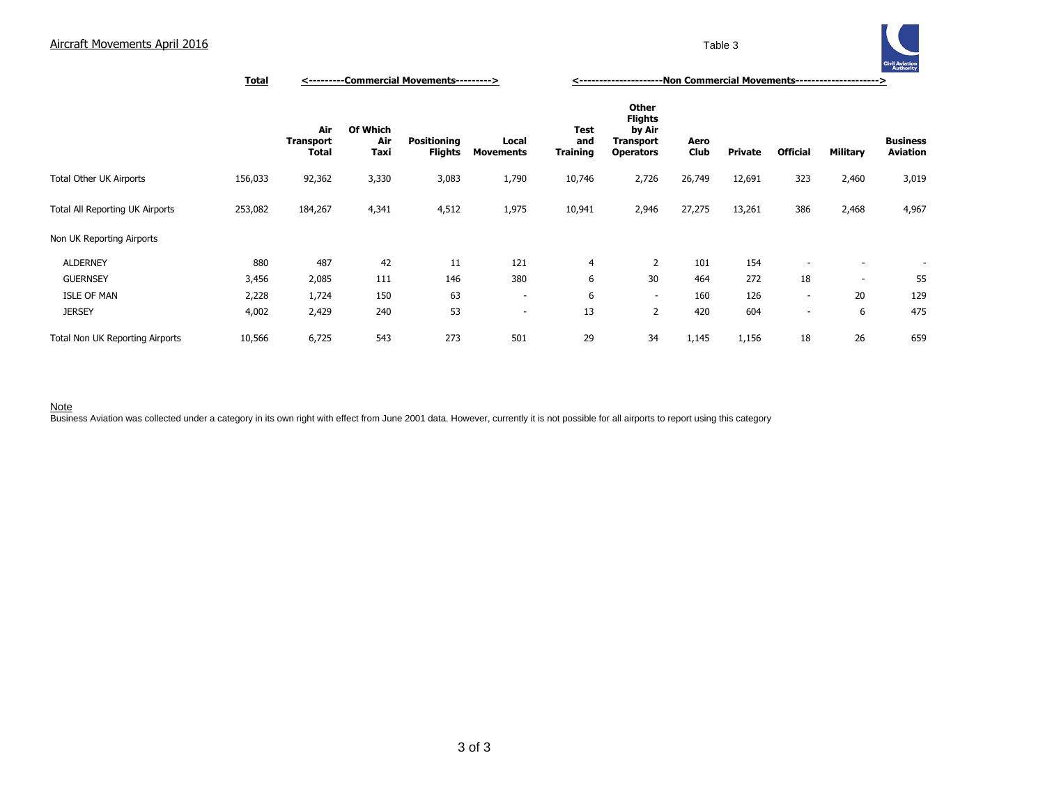## Aircraft Movements April 2016

Table 3

| | Total | Commercial Movements | | | | Non Commercial Movements | | | | | | |
|---|---|---|---|---|---|---|---|---|---|---|---|---|
| | | Air Transport Total | Of Which Air Taxi | Positioning Flights | Local Movements | Test and Training | Other Flights by Air Transport Operators | Aero Club | Private | Official | Military | Business Aviation |
| Total Other UK Airports | 156,033 | 92,362 | 3,330 | 3,083 | 1,790 | 10,746 | 2,726 | 26,749 | 12,691 | 323 | 2,460 | 3,019 |
| Total All Reporting UK Airports | 253,082 | 184,267 | 4,341 | 4,512 | 1,975 | 10,941 | 2,946 | 27,275 | 13,261 | 386 | 2,468 | 4,967 |
| Non UK Reporting Airports | | | | | | | | | | | | |
| ALDERNEY | 880 | 487 | 42 | 11 | 121 | 4 | 2 | 101 | 154 | - | - | - |
| GUERNSEY | 3,456 | 2,085 | 111 | 146 | 380 | 6 | 30 | 464 | 272 | 18 | - | 55 |
| ISLE OF MAN | 2,228 | 1,724 | 150 | 63 | - | 6 | - | 160 | 126 | - | 20 | 129 |
| JERSEY | 4,002 | 2,429 | 240 | 53 | - | 13 | 2 | 420 | 604 | - | 6 | 475 |
| Total Non UK Reporting Airports | 10,566 | 6,725 | 543 | 273 | 501 | 29 | 34 | 1,145 | 1,156 | 18 | 26 | 659 |

Note

Business Aviation was collected under a category in its own right with effect from June 2001 data. However, currently it is not possible for all airports to report using this category